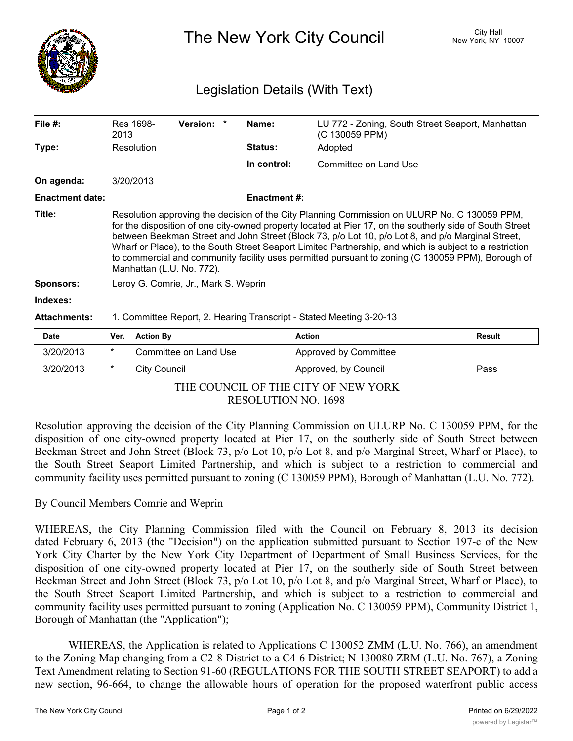# The New York City Council

City Hall
New York, NY 10007

## Legislation Details (With Text)

| | | | |
|---|---|---|---|
| **File #:** | Res 1698-2013 **Version:** * | **Name:** | LU 772 - Zoning, South Street Seaport, Manhattan (C 130059 PPM) |
| **Type:** | Resolution | **Status:** | Adopted |
| | | **In control:** | Committee on Land Use |
| **On agenda:** | 3/20/2013 | | |
| **Enactment date:** | | **Enactment #:** | |

**Title:** Resolution approving the decision of the City Planning Commission on ULURP No. C 130059 PPM, for the disposition of one city-owned property located at Pier 17, on the southerly side of South Street between Beekman Street and John Street (Block 73, p/o Lot 10, p/o Lot 8, and p/o Marginal Street, Wharf or Place), to the South Street Seaport Limited Partnership, and which is subject to a restriction to commercial and community facility uses permitted pursuant to zoning (C 130059 PPM), Borough of Manhattan (L.U. No. 772).

**Sponsors:** Leroy G. Comrie, Jr., Mark S. Weprin

**Indexes:**

**Attachments:** 1. Committee Report, 2. Hearing Transcript - Stated Meeting 3-20-13

| Date | Ver. | Action By | Action | Result |
|---|---|---|---|---|
| 3/20/2013 | * | Committee on Land Use | Approved by Committee | |
| 3/20/2013 | * | City Council | Approved, by Council | Pass |

THE COUNCIL OF THE CITY OF NEW YORK
RESOLUTION NO. 1698

Resolution approving the decision of the City Planning Commission on ULURP No. C 130059 PPM, for the disposition of one city-owned property located at Pier 17, on the southerly side of South Street between Beekman Street and John Street (Block 73, p/o Lot 10, p/o Lot 8, and p/o Marginal Street, Wharf or Place), to the South Street Seaport Limited Partnership, and which is subject to a restriction to commercial and community facility uses permitted pursuant to zoning (C 130059 PPM), Borough of Manhattan (L.U. No. 772).

By Council Members Comrie and Weprin

WHEREAS, the City Planning Commission filed with the Council on February 8, 2013 its decision dated February 6, 2013 (the "Decision") on the application submitted pursuant to Section 197-c of the New York City Charter by the New York City Department of Department of Small Business Services, for the disposition of one city-owned property located at Pier 17, on the southerly side of South Street between Beekman Street and John Street (Block 73, p/o Lot 10, p/o Lot 8, and p/o Marginal Street, Wharf or Place), to the South Street Seaport Limited Partnership, and which is subject to a restriction to commercial and community facility uses permitted pursuant to zoning (Application No. C 130059 PPM), Community District 1, Borough of Manhattan (the "Application");

WHEREAS, the Application is related to Applications C 130052 ZMM (L.U. No. 766), an amendment to the Zoning Map changing from a C2-8 District to a C4-6 District; N 130080 ZRM (L.U. No. 767), a Zoning Text Amendment relating to Section 91-60 (REGULATIONS FOR THE SOUTH STREET SEAPORT) to add a new section, 96-664, to change the allowable hours of operation for the proposed waterfront public access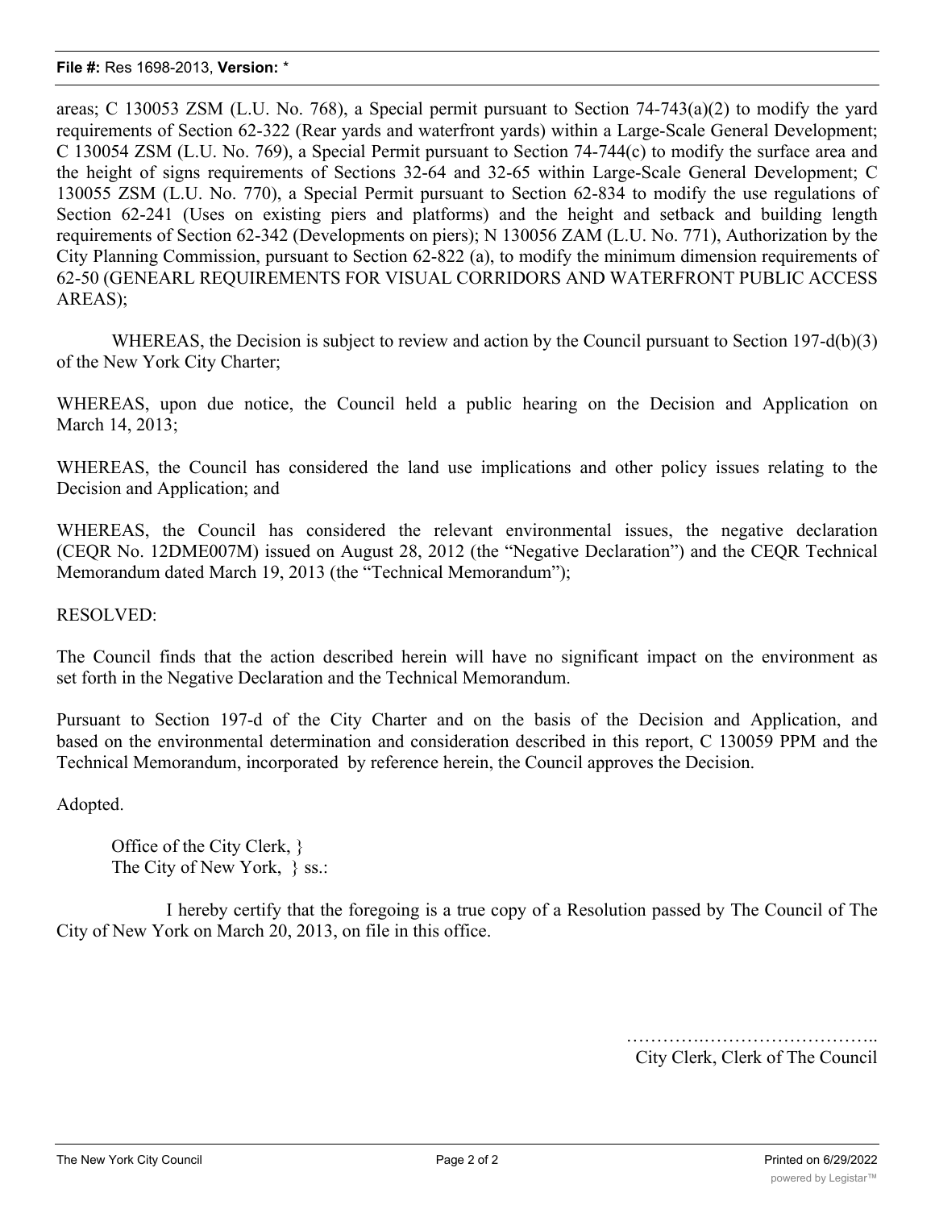areas; C 130053 ZSM (L.U. No. 768), a Special permit pursuant to Section 74-743(a)(2) to modify the yard requirements of Section 62-322 (Rear yards and waterfront yards) within a Large-Scale General Development; C 130054 ZSM (L.U. No. 769), a Special Permit pursuant to Section 74-744(c) to modify the surface area and the height of signs requirements of Sections 32-64 and 32-65 within Large-Scale General Development; C 130055 ZSM (L.U. No. 770), a Special Permit pursuant to Section 62-834 to modify the use regulations of Section 62-241 (Uses on existing piers and platforms) and the height and setback and building length requirements of Section 62-342 (Developments on piers); N 130056 ZAM (L.U. No. 771), Authorization by the City Planning Commission, pursuant to Section 62-822 (a), to modify the minimum dimension requirements of 62-50 (GENEARL REQUIREMENTS FOR VISUAL CORRIDORS AND WATERFRONT PUBLIC ACCESS AREAS);

WHEREAS, the Decision is subject to review and action by the Council pursuant to Section 197-d(b)(3) of the New York City Charter;

WHEREAS, upon due notice, the Council held a public hearing on the Decision and Application on March 14, 2013;

WHEREAS, the Council has considered the land use implications and other policy issues relating to the Decision and Application; and

WHEREAS, the Council has considered the relevant environmental issues, the negative declaration (CEQR No. 12DME007M) issued on August 28, 2012 (the "Negative Declaration") and the CEQR Technical Memorandum dated March 19, 2013 (the "Technical Memorandum");

RESOLVED:

The Council finds that the action described herein will have no significant impact on the environment as set forth in the Negative Declaration and the Technical Memorandum.

Pursuant to Section 197-d of the City Charter and on the basis of the Decision and Application, and based on the environmental determination and consideration described in this report, C 130059 PPM and the Technical Memorandum, incorporated by reference herein, the Council approves the Decision.

Adopted.

Office of the City Clerk, }
The City of New York, } ss.:

I hereby certify that the foregoing is a true copy of a Resolution passed by The Council of The City of New York on March 20, 2013, on file in this office.

……….……………………..
City Clerk, Clerk of The Council